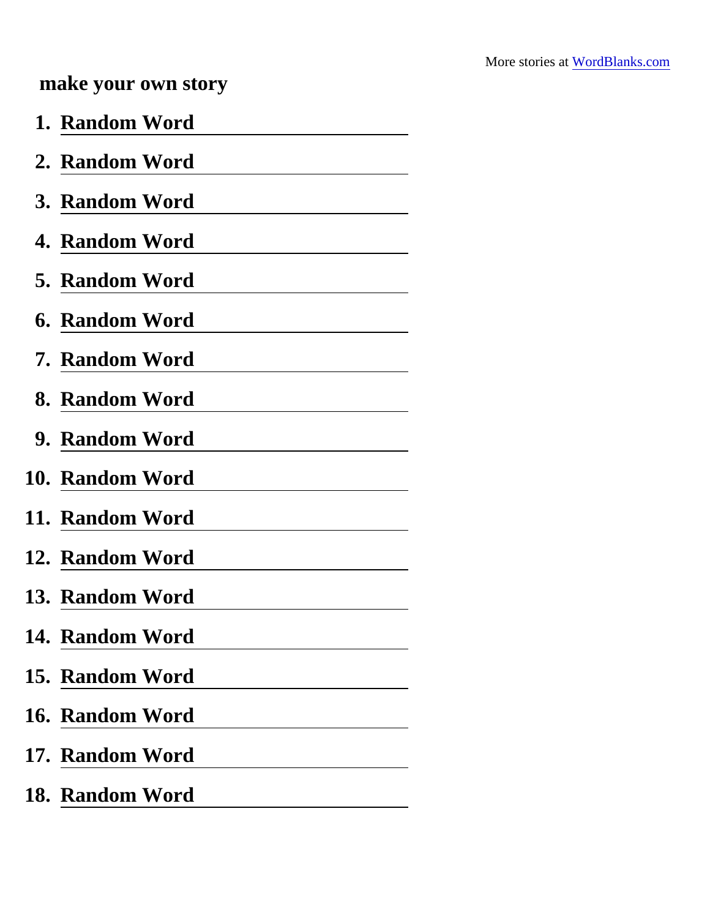More stories at [WordBlanks.com](WordBlanks.com)

## make your own story

1. **Random Word** \_\_\_\_\_\_\_\_\_\_\_\_\_\_\_\_
2. **Random Word** \_\_\_\_\_\_\_\_\_\_\_\_\_\_\_\_
3. **Random Word** \_\_\_\_\_\_\_\_\_\_\_\_\_\_\_\_
4. **Random Word** \_\_\_\_\_\_\_\_\_\_\_\_\_\_\_\_
5. **Random Word** \_\_\_\_\_\_\_\_\_\_\_\_\_\_\_\_
6. **Random Word** \_\_\_\_\_\_\_\_\_\_\_\_\_\_\_\_
7. **Random Word** \_\_\_\_\_\_\_\_\_\_\_\_\_\_\_\_
8. **Random Word** \_\_\_\_\_\_\_\_\_\_\_\_\_\_\_\_
9. **Random Word** \_\_\_\_\_\_\_\_\_\_\_\_\_\_\_\_
10. **Random Word** \_\_\_\_\_\_\_\_\_\_\_\_\_\_\_\_
11. **Random Word** \_\_\_\_\_\_\_\_\_\_\_\_\_\_\_\_
12. **Random Word** \_\_\_\_\_\_\_\_\_\_\_\_\_\_\_\_
13. **Random Word** \_\_\_\_\_\_\_\_\_\_\_\_\_\_\_\_
14. **Random Word** \_\_\_\_\_\_\_\_\_\_\_\_\_\_\_\_
15. **Random Word** \_\_\_\_\_\_\_\_\_\_\_\_\_\_\_\_
16. **Random Word** \_\_\_\_\_\_\_\_\_\_\_\_\_\_\_\_
17. **Random Word** \_\_\_\_\_\_\_\_\_\_\_\_\_\_\_\_
18. **Random Word** \_\_\_\_\_\_\_\_\_\_\_\_\_\_\_\_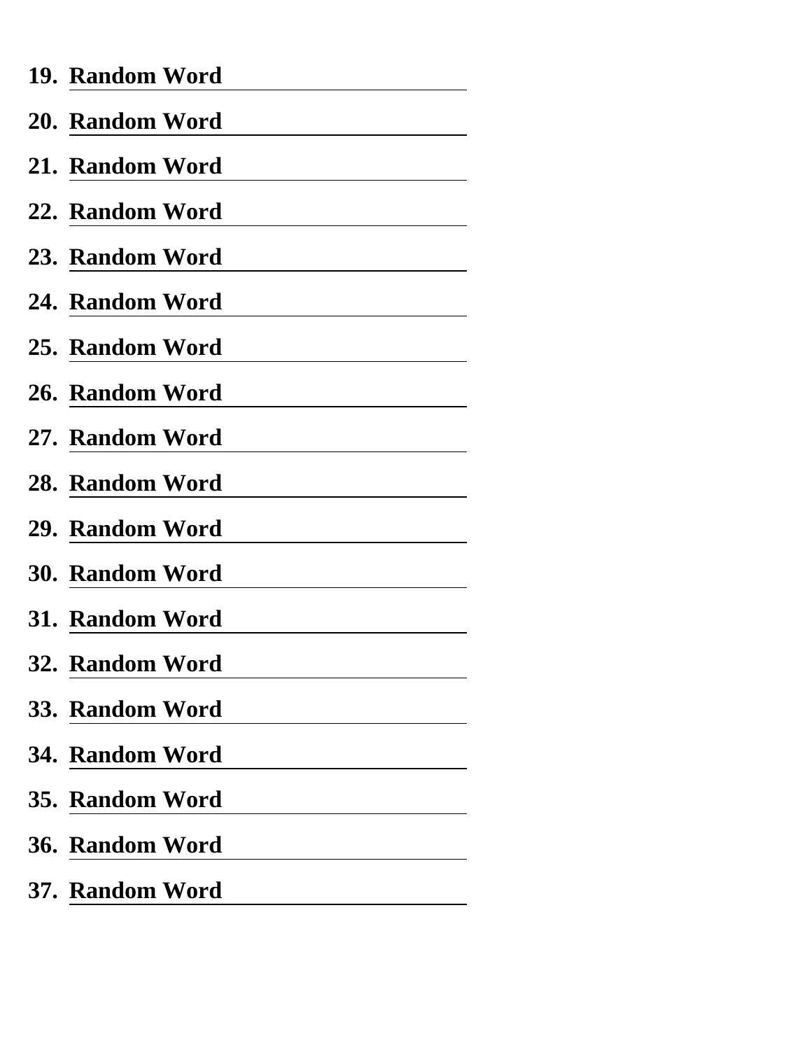19. **Random Word**
20. **Random Word**
21. **Random Word**
22. **Random Word**
23. **Random Word**
24. **Random Word**
25. **Random Word**
26. **Random Word**
27. **Random Word**
28. **Random Word**
29. **Random Word**
30. **Random Word**
31. **Random Word**
32. **Random Word**
33. **Random Word**
34. **Random Word**
35. **Random Word**
36. **Random Word**
37. **Random Word**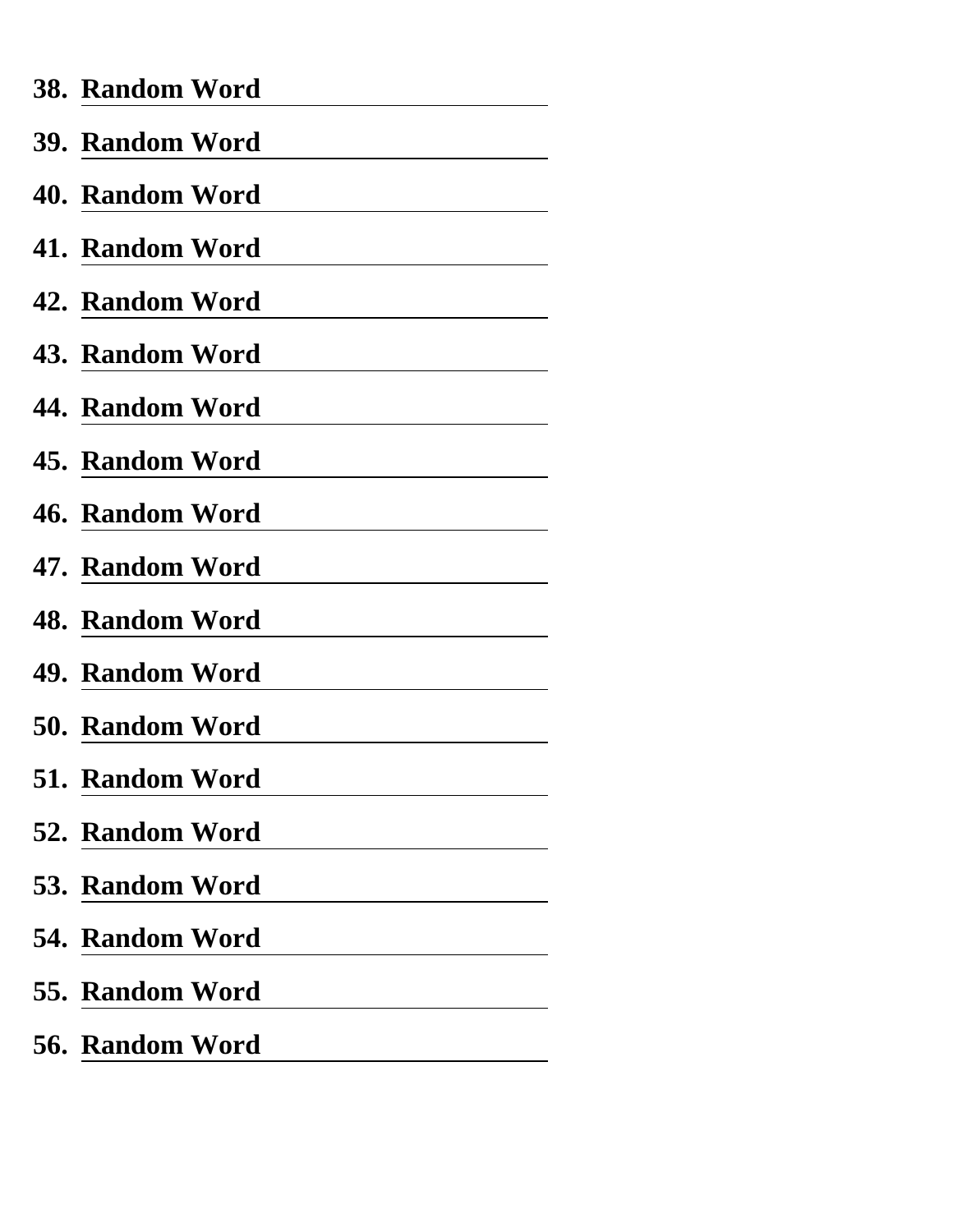38. **Random Word** ____________________
39. **Random Word** ____________________
40. **Random Word** ____________________
41. **Random Word** ____________________
42. **Random Word** ____________________
43. **Random Word** ____________________
44. **Random Word** ____________________
45. **Random Word** ____________________
46. **Random Word** ____________________
47. **Random Word** ____________________
48. **Random Word** ____________________
49. **Random Word** ____________________
50. **Random Word** ____________________
51. **Random Word** ____________________
52. **Random Word** ____________________
53. **Random Word** ____________________
54. **Random Word** ____________________
55. **Random Word** ____________________
56. **Random Word** ____________________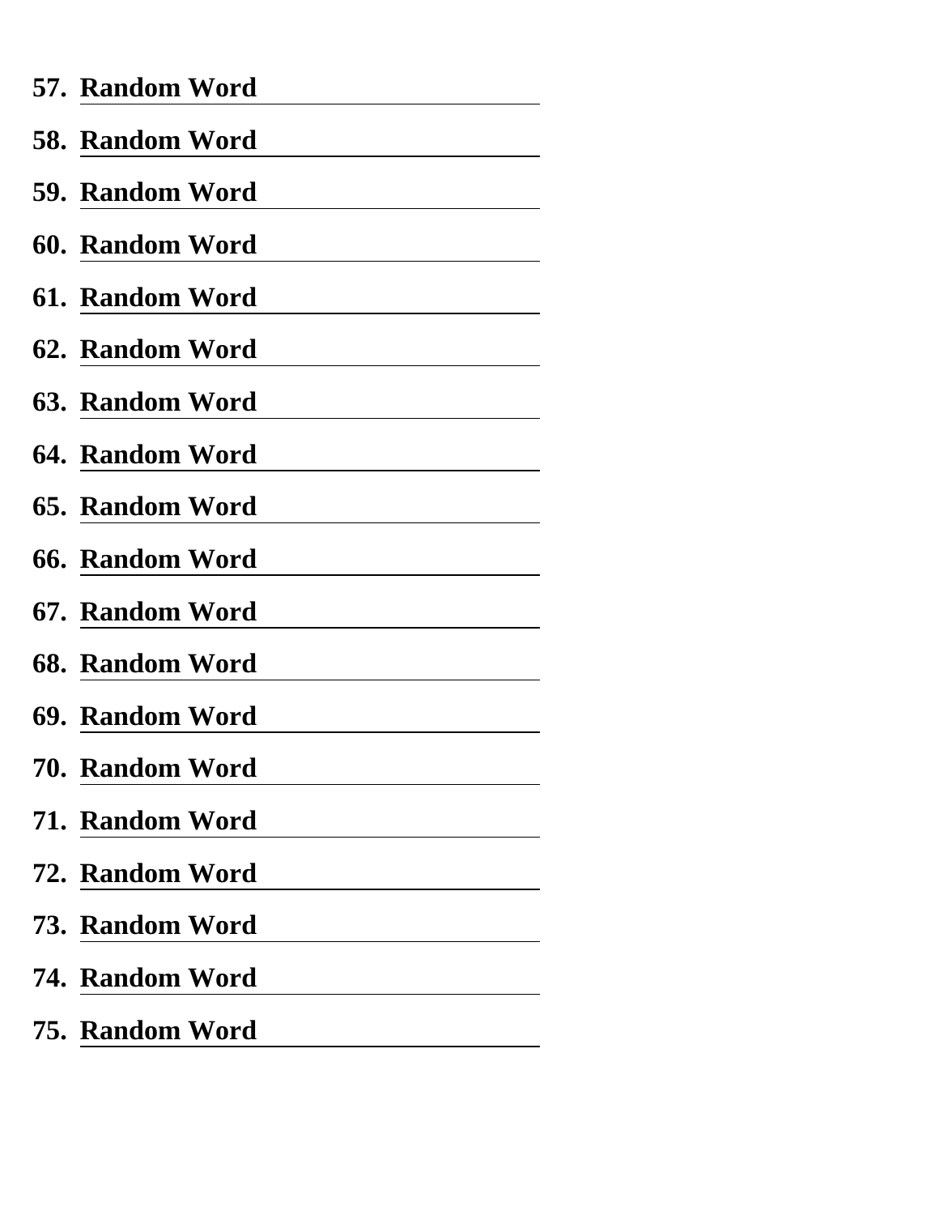57. **Random Word** \_\_\_\_\_\_\_\_\_\_\_\_\_\_\_\_
58. **Random Word** \_\_\_\_\_\_\_\_\_\_\_\_\_\_\_\_
59. **Random Word** \_\_\_\_\_\_\_\_\_\_\_\_\_\_\_\_
60. **Random Word** \_\_\_\_\_\_\_\_\_\_\_\_\_\_\_\_
61. **Random Word** \_\_\_\_\_\_\_\_\_\_\_\_\_\_\_\_
62. **Random Word** \_\_\_\_\_\_\_\_\_\_\_\_\_\_\_\_
63. **Random Word** \_\_\_\_\_\_\_\_\_\_\_\_\_\_\_\_
64. **Random Word** \_\_\_\_\_\_\_\_\_\_\_\_\_\_\_\_
65. **Random Word** \_\_\_\_\_\_\_\_\_\_\_\_\_\_\_\_
66. **Random Word** \_\_\_\_\_\_\_\_\_\_\_\_\_\_\_\_
67. **Random Word** \_\_\_\_\_\_\_\_\_\_\_\_\_\_\_\_
68. **Random Word** \_\_\_\_\_\_\_\_\_\_\_\_\_\_\_\_
69. **Random Word** \_\_\_\_\_\_\_\_\_\_\_\_\_\_\_\_
70. **Random Word** \_\_\_\_\_\_\_\_\_\_\_\_\_\_\_\_
71. **Random Word** \_\_\_\_\_\_\_\_\_\_\_\_\_\_\_\_
72. **Random Word** \_\_\_\_\_\_\_\_\_\_\_\_\_\_\_\_
73. **Random Word** \_\_\_\_\_\_\_\_\_\_\_\_\_\_\_\_
74. **Random Word** \_\_\_\_\_\_\_\_\_\_\_\_\_\_\_\_
75. **Random Word** \_\_\_\_\_\_\_\_\_\_\_\_\_\_\_\_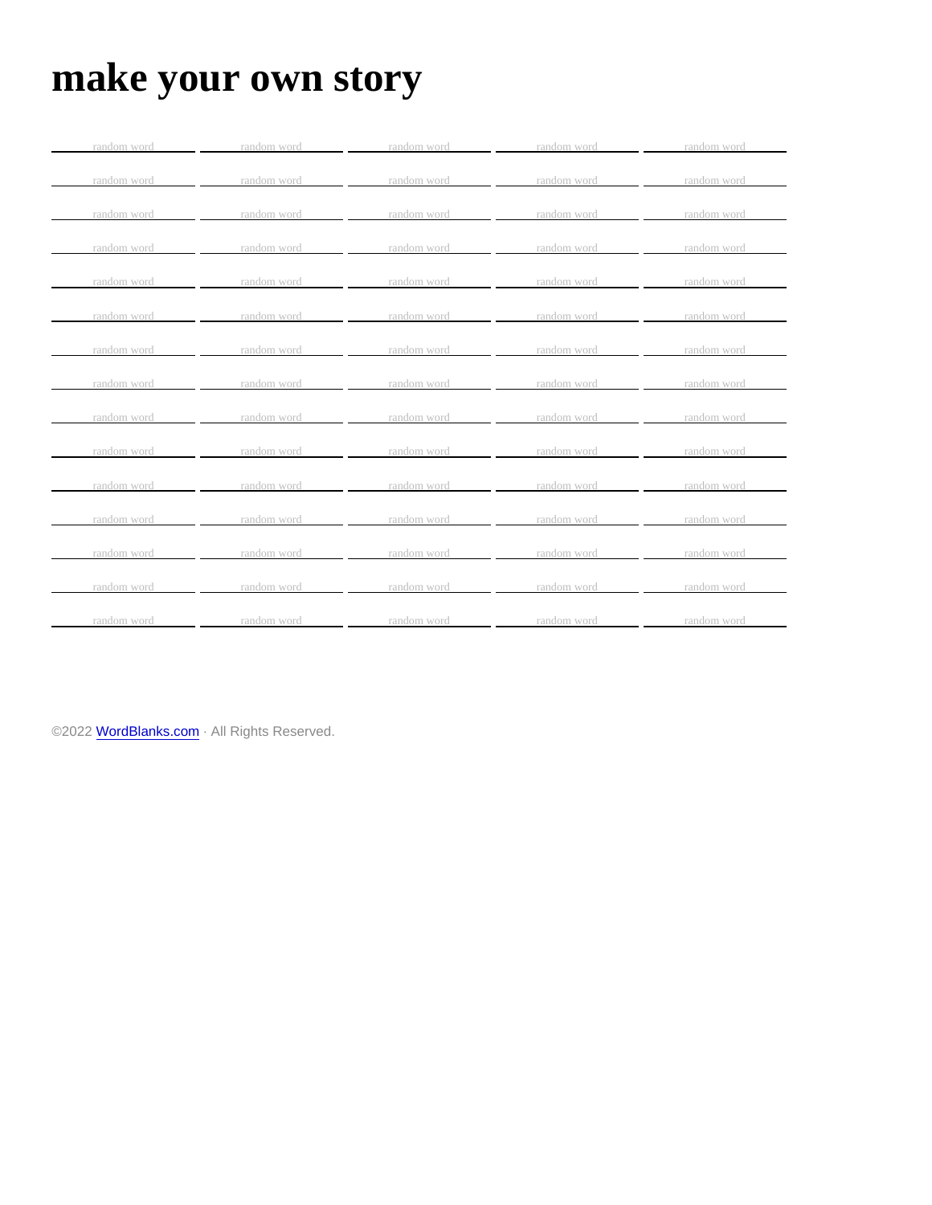# make your own story

| | | | | |
|---|---|---|---|---|
| random word | random word | random word | random word | random word |
| random word | random word | random word | random word | random word |
| random word | random word | random word | random word | random word |
| random word | random word | random word | random word | random word |
| random word | random word | random word | random word | random word |
| random word | random word | random word | random word | random word |
| random word | random word | random word | random word | random word |
| random word | random word | random word | random word | random word |
| random word | random word | random word | random word | random word |
| random word | random word | random word | random word | random word |
| random word | random word | random word | random word | random word |
| random word | random word | random word | random word | random word |
| random word | random word | random word | random word | random word |
| random word | random word | random word | random word | random word |
| random word | random word | random word | random word | random word |

©2022 WordBlanks.com · All Rights Reserved.